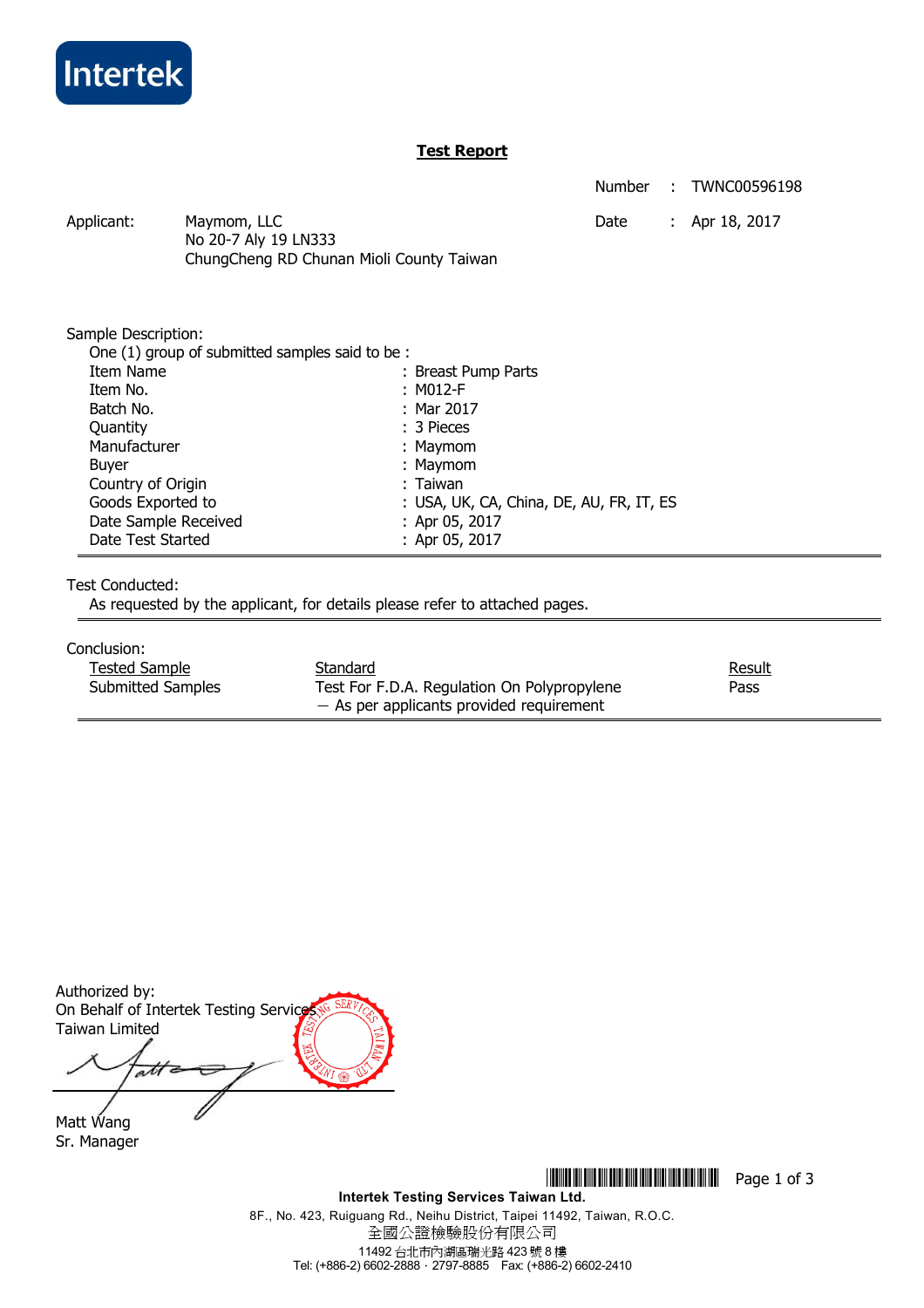Intertek

## Test Report

Number : TWNC00596198

Date : Apr 18, 2017

Applicant: Maymom, LLC
No 20-7 Aly 19 LN333
ChungCheng RD Chunan Mioli County Taiwan

Sample Description:

One (1) group of submitted samples said to be :

| | |
|---|---|
| Item Name | : Breast Pump Parts |
| Item No. | : M012-F |
| Batch No. | : Mar 2017 |
| Quantity | : 3 Pieces |
| Manufacturer | : Maymom |
| Buyer | : Maymom |
| Country of Origin | : Taiwan |
| Goods Exported to | : USA, UK, CA, China, DE, AU, FR, IT, ES |
| Date Sample Received | : Apr 05, 2017 |
| Date Test Started | : Apr 05, 2017 |

Test Conducted:

As requested by the applicant, for details please refer to attached pages.

Conclusion:

| Tested Sample | Standard | Result |
|---|---|---|
| Submitted Samples | Test For F.D.A. Regulation On Polypropylene — As per applicants provided requirement | Pass |

Authorized by:
On Behalf of Intertek Testing Services
Taiwan Limited

Matt Wang
Sr. Manager

**Intertek Testing Services Taiwan Ltd.**
8F., No. 423, Ruiguang Rd., Neihu District, Taipei 11492, Taiwan, R.O.C.
全國公證檢驗股份有限公司
11492 台北市內湖區瑞光路 423 號 8 樓
Tel: (+886-2) 6602-2888 · 2797-8885 Fax: (+886-2) 6602-2410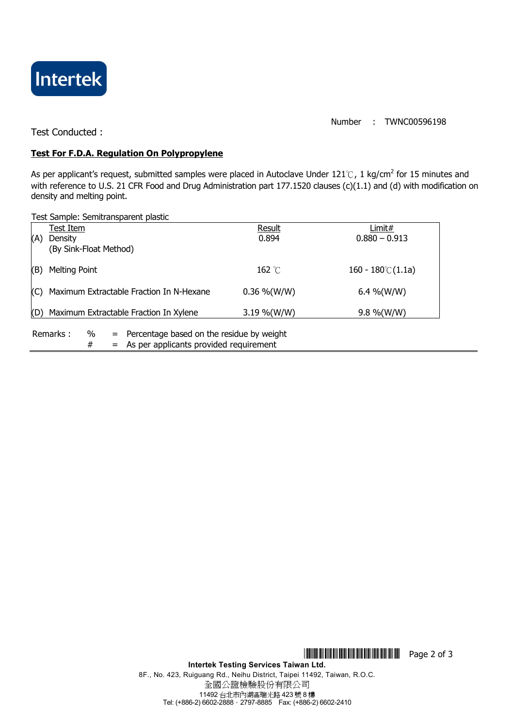Number : TWNC00596198

Test Conducted :

**Test For F.D.A. Regulation On Polypropylene**

As per applicant's request, submitted samples were placed in Autoclave Under 121℃, 1 kg/cm$^2$ for 15 minutes and with reference to U.S. 21 CFR Food and Drug Administration part 177.1520 clauses (c)(1.1) and (d) with modification on density and melting point.

Test Sample: Semitransparent plastic

| | Test Item | Result | Limit# |
|---|---|---|---|
| (A) | Density (By Sink-Float Method) | 0.894 | 0.880 – 0.913 |
| (B) | Melting Point | 162 ℃ | 160 - 180℃(1.1a) |
| (C) | Maximum Extractable Fraction In N-Hexane | 0.36 %(W/W) | 6.4 %(W/W) |
| (D) | Maximum Extractable Fraction In Xylene | 3.19 %(W/W) | 9.8 %(W/W) |

Remarks : % = Percentage based on the residue by weight
# = As per applicants provided requirement

**Intertek Testing Services Taiwan Ltd.**
8F., No. 423, Ruiguang Rd., Neihu District, Taipei 11492, Taiwan, R.O.C.
全國公證檢驗股份有限公司
11492 台北市內湖區瑞光路 423 號 8 樓
Tel: (+886-2) 6602-2888．2797-8885 Fax: (+886-2) 6602-2410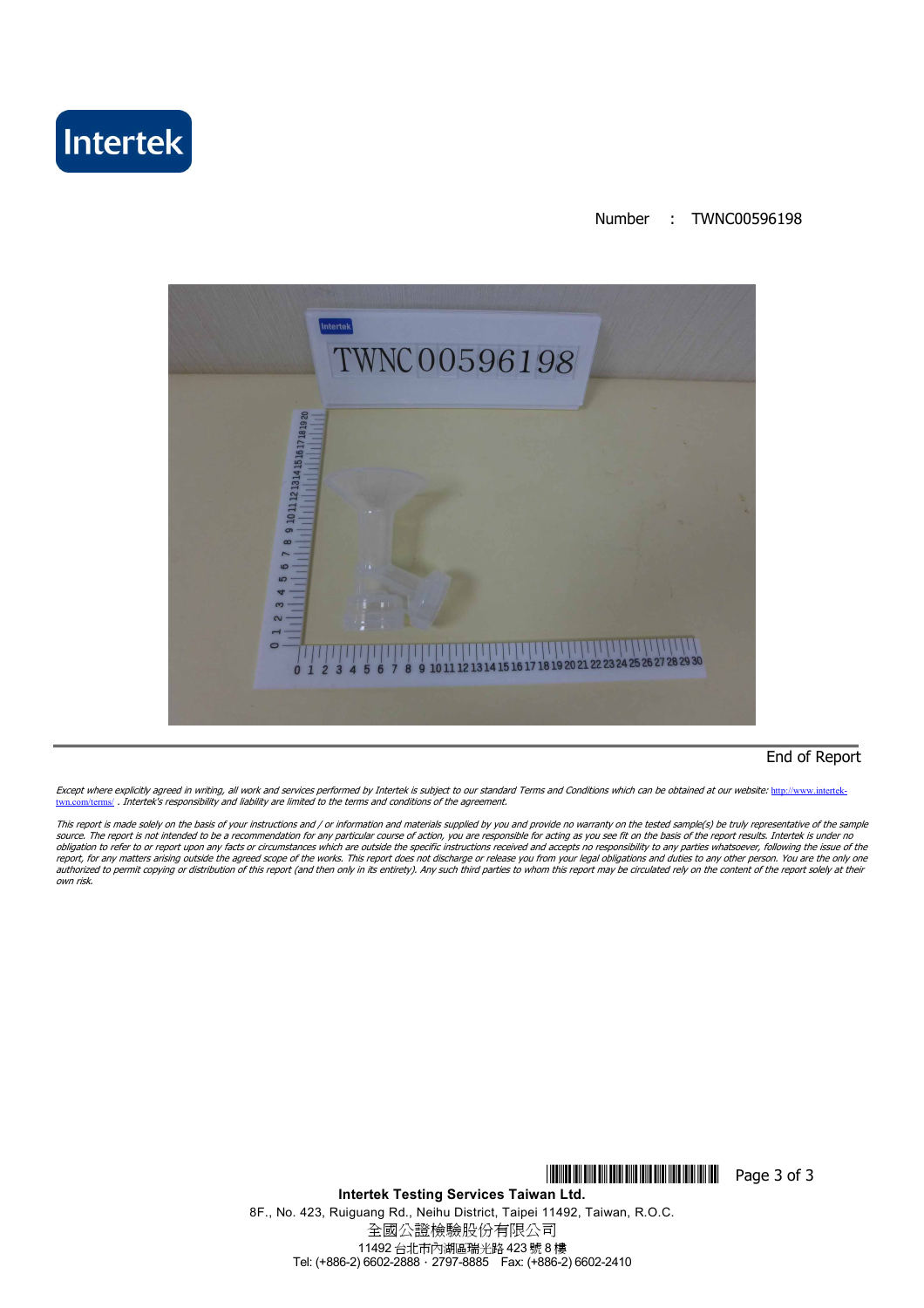Number : TWNC00596198

End of Report

*Except where explicitly agreed in writing, all work and services performed by Intertek is subject to our standard Terms and Conditions which can be obtained at our website: http://www.intertek-twn.com/terms/ . Intertek's responsibility and liability are limited to the terms and conditions of the agreement.*

*This report is made solely on the basis of your instructions and / or information and materials supplied by you and provide no warranty on the tested sample(s) be truly representative of the sample source. The report is not intended to be a recommendation for any particular course of action, you are responsible for acting as you see fit on the basis of the report results. Intertek is under no obligation to refer to or report upon any facts or circumstances which are outside the specific instructions received and accepts no responsibility to any parties whatsoever, following the issue of the report, for any matters arising outside the agreed scope of the works. This report does not discharge or release you from your legal obligations and duties to any other person. You are the only one authorized to permit copying or distribution of this report (and then only in its entirety). Any such third parties to whom this report may be circulated rely on the content of the report solely at their own risk.*

**Intertek Testing Services Taiwan Ltd.**
8F., No. 423, Ruiguang Rd., Neihu District, Taipei 11492, Taiwan, R.O.C.
全國公證檢驗股份有限公司
11492 台北市內湖區瑞光路 423 號 8 樓
Tel: (+886-2) 6602-2888 · 2797-8885 Fax: (+886-2) 6602-2410